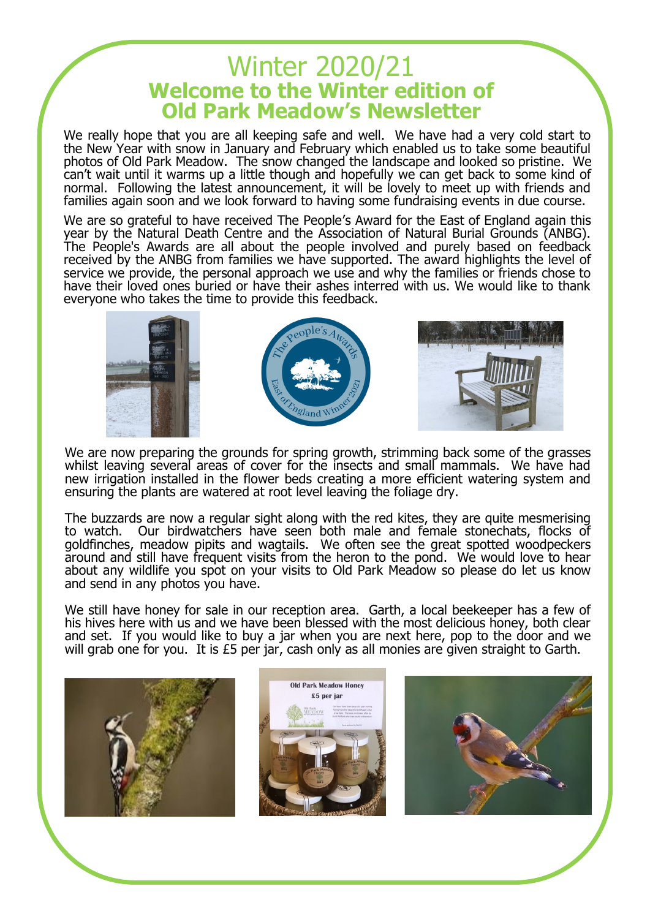# Winter 2020/21

## Welcome to the Winter edition of Old Park Meadow's Newsletter

We really hope that you are all keeping safe and well. We have had a very cold start to the New Year with snow in January and February which enabled us to take some beautiful photos of Old Park Meadow. The snow changed the landscape and looked so pristine. We can't wait until it warms up a little though and hopefully we can get back to some kind of normal. Following the latest announcement, it will be lovely to meet up with friends and families again soon and we look forward to having some fundraising events in due course.

We are so grateful to have received The People's Award for the East of England again this year by the Natural Death Centre and the Association of Natural Burial Grounds (ANBG). The People's Awards are all about the people involved and purely based on feedback received by the ANBG from families we have supported. The award highlights the level of service we provide, the personal approach we use and why the families or friends chose to have their loved ones buried or have their ashes interred with us. We would like to thank everyone who takes the time to provide this feedback.

We are now preparing the grounds for spring growth, strimming back some of the grasses whilst leaving several areas of cover for the insects and small mammals. We have had new irrigation installed in the flower beds creating a more efficient watering system and ensuring the plants are watered at root level leaving the foliage dry.

The buzzards are now a regular sight along with the red kites, they are quite mesmerising to watch. Our birdwatchers have seen both male and female stonechats, flocks of goldfinches, meadow pipits and wagtails. We often see the great spotted woodpeckers around and still have frequent visits from the heron to the pond. We would love to hear about any wildlife you spot on your visits to Old Park Meadow so please do let us know and send in any photos you have.

We still have honey for sale in our reception area. Garth, a local beekeeper has a few of his hives here with us and we have been blessed with the most delicious honey, both clear and set. If you would like to buy a jar when you are next here, pop to the door and we will grab one for you. It is £5 per jar, cash only as all monies are given straight to Garth.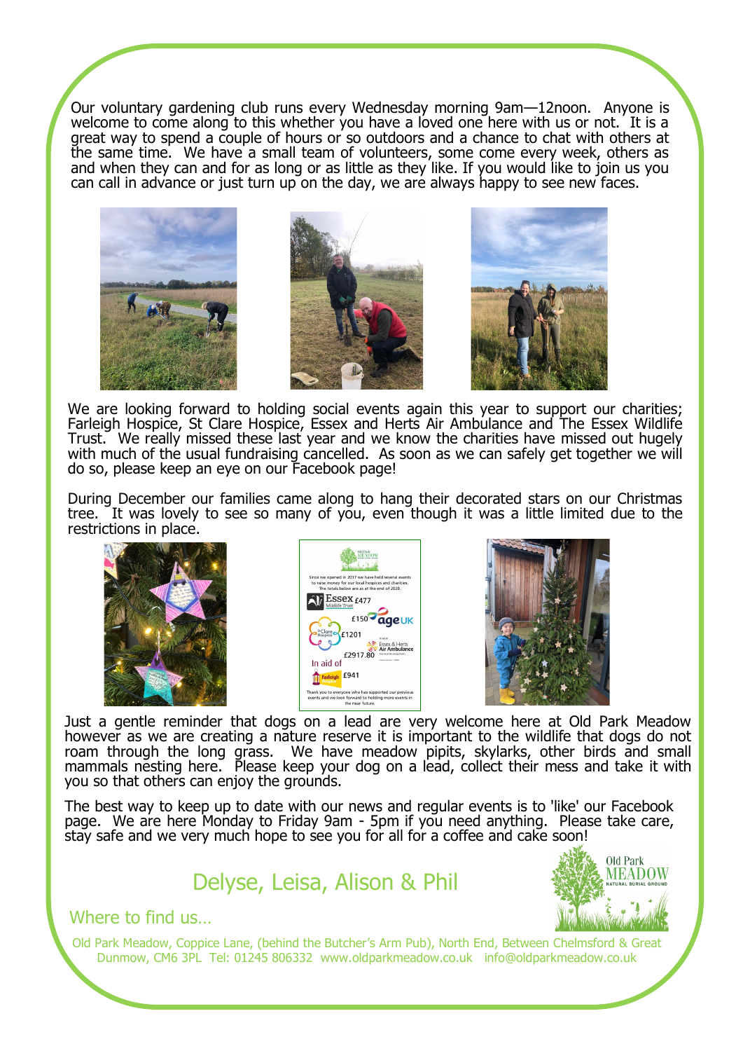Our voluntary gardening club runs every Wednesday morning 9am—12noon. Anyone is welcome to come along to this whether you have a loved one here with us or not. It is a great way to spend a couple of hours or so outdoors and a chance to chat with others at the same time. We have a small team of volunteers, some come every week, others as and when they can and for as long or as little as they like. If you would like to join us you can call in advance or just turn up on the day, we are always happy to see new faces.

We are looking forward to holding social events again this year to support our charities; Farleigh Hospice, St Clare Hospice, Essex and Herts Air Ambulance and The Essex Wildlife Trust. We really missed these last year and we know the charities have missed out hugely with much of the usual fundraising cancelled. As soon as we can safely get together we will do so, please keep an eye on our Facebook page!

During December our families came along to hang their decorated stars on our Christmas tree. It was lovely to see so many of you, even though it was a little limited due to the restrictions in place.

Just a gentle reminder that dogs on a lead are very welcome here at Old Park Meadow however as we are creating a nature reserve it is important to the wildlife that dogs do not roam through the long grass. We have meadow pipits, skylarks, other birds and small mammals nesting here. Please keep your dog on a lead, collect their mess and take it with you so that others can enjoy the grounds.

The best way to keep up to date with our news and regular events is to 'like' our Facebook page. We are here Monday to Friday 9am - 5pm if you need anything. Please take care, stay safe and we very much hope to see you for all for a coffee and cake soon!

Delyse, Leisa, Alison & Phil

Where to find us…

Old Park Meadow, Coppice Lane, (behind the Butcher's Arm Pub), North End, Between Chelmsford & Great Dunmow, CM6 3PL Tel: 01245 806332 www.oldparkmeadow.co.uk info@oldparkmeadow.co.uk